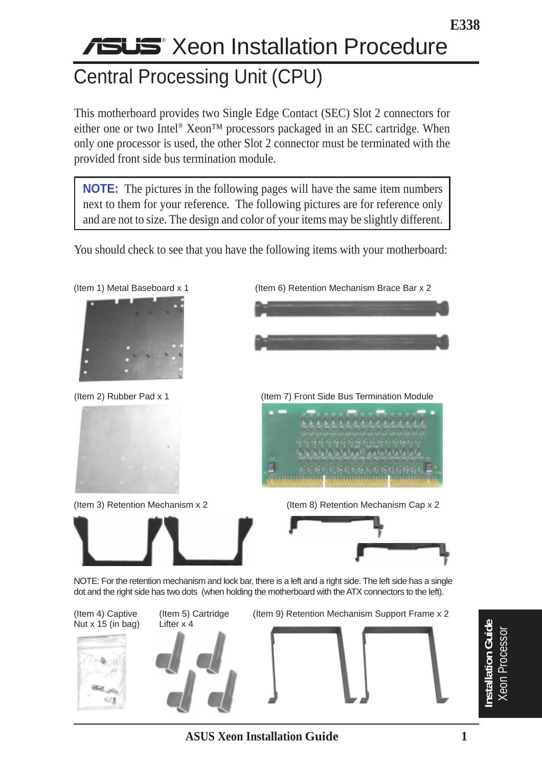# Xeon Installation Procedure

## Central Processing Unit (CPU)

This motherboard provides two Single Edge Contact (SEC) Slot 2 connectors for either one or two Intel® Xeon™ processors packaged in an SEC cartridge. When only one processor is used, the other Slot 2 connector must be terminated with the provided front side bus termination module.

> **NOTE:** The pictures in the following pages will have the same item numbers next to them for your reference. The following pictures are for reference only and are not to size. The design and color of your items may be slightly different.

You should check to see that you have the following items with your motherboard:

(Item 1) Metal Baseboard x 1

(Item 6) Retention Mechanism Brace Bar x 2

(Item 2) Rubber Pad x 1

(Item 7) Front Side Bus Termination Module

(Item 3) Retention Mechanism x 2

(Item 8) Retention Mechanism Cap x 2

NOTE: For the retention mechanism and lock bar, there is a left and a right side. The left side has a single dot and the right side has two dots (when holding the motherboard with the ATX connectors to the left).

(Item 4) Captive Nut x 15 (in bag)

(Item 5) Cartridge Lifter x 4

(Item 9) Retention Mechanism Support Frame x 2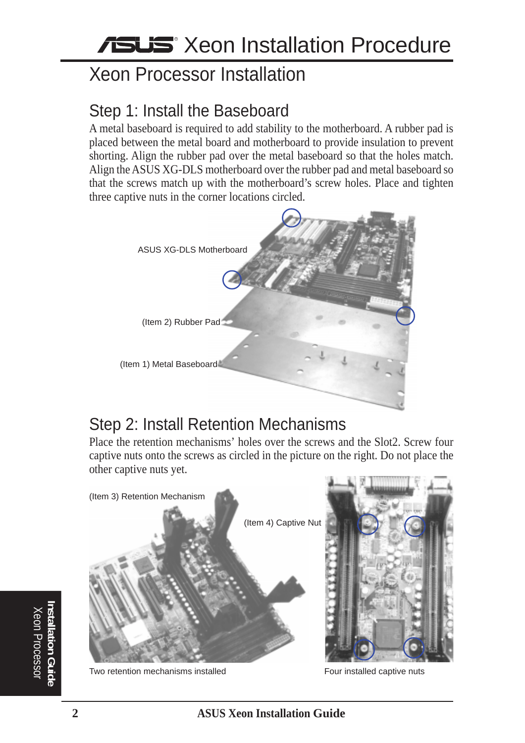# Xeon Installation Procedure

## Xeon Processor Installation

### Step 1: Install the Baseboard

A metal baseboard is required to add stability to the motherboard. A rubber pad is placed between the metal board and motherboard to provide insulation to prevent shorting. Align the rubber pad over the metal baseboard so that the holes match. Align the ASUS XG-DLS motherboard over the rubber pad and metal baseboard so that the screws match up with the motherboard's screw holes. Place and tighten three captive nuts in the corner locations circled.

ASUS XG-DLS Motherboard

(Item 2) Rubber Pad

(Item 1) Metal Baseboard

### Step 2: Install Retention Mechanisms

Place the retention mechanisms' holes over the screws and the Slot2. Screw four captive nuts onto the screws as circled in the picture on the right. Do not place the other captive nuts yet.

(Item 3) Retention Mechanism

(Item 4) Captive Nut

Two retention mechanisms installed

Four installed captive nuts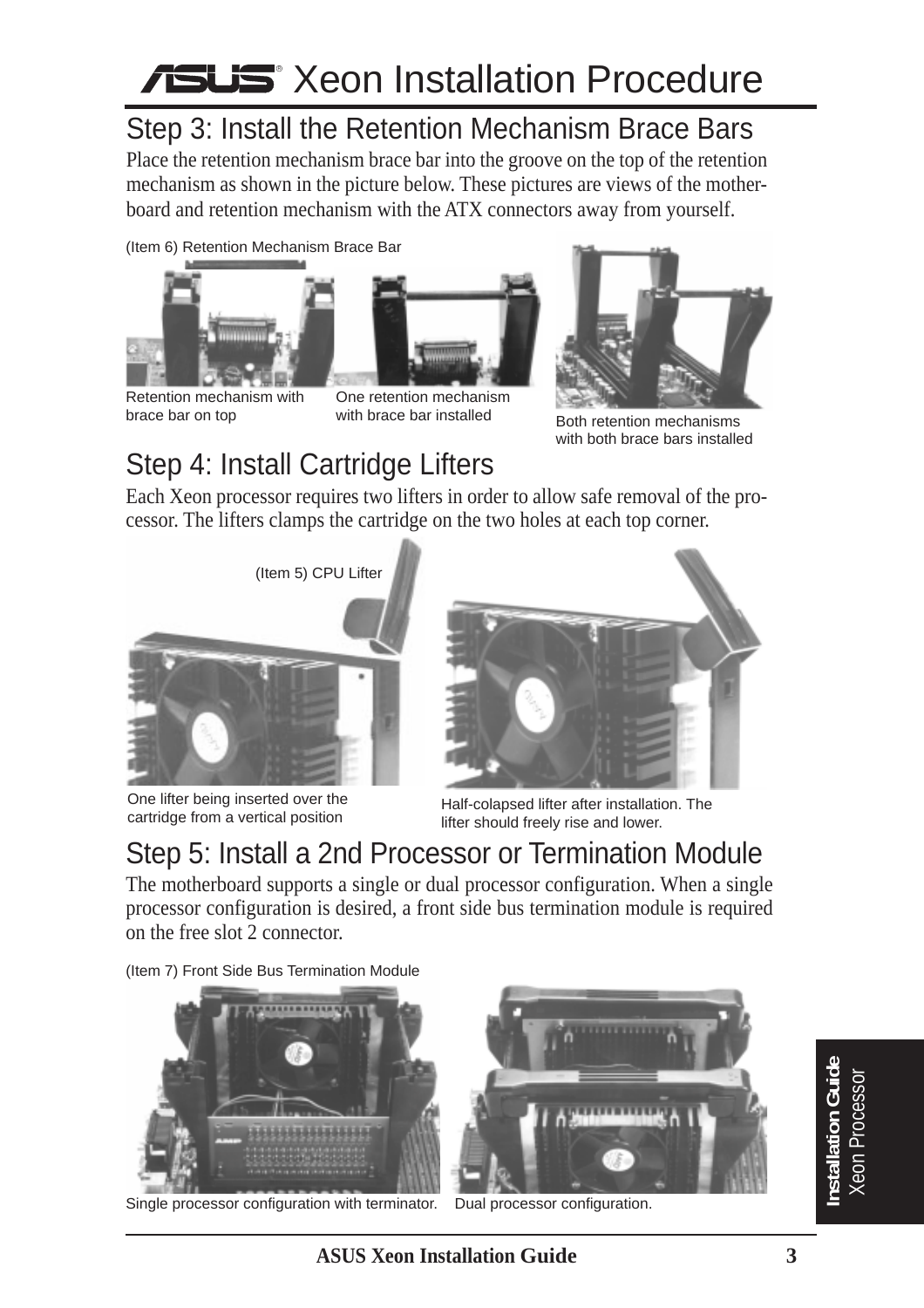# Xeon Installation Procedure

## Step 3: Install the Retention Mechanism Brace Bars

Place the retention mechanism brace bar into the groove on the top of the retention mechanism as shown in the picture below. These pictures are views of the motherboard and retention mechanism with the ATX connectors away from yourself.

(Item 6) Retention Mechanism Brace Bar

Retention mechanism with brace bar on top

One retention mechanism with brace bar installed

Both retention mechanisms with both brace bars installed

## Step 4: Install Cartridge Lifters

Each Xeon processor requires two lifters in order to allow safe removal of the processor. The lifters clamps the cartridge on the two holes at each top corner.

(Item 5) CPU Lifter

One lifter being inserted over the cartridge from a vertical position

Half-colapsed lifter after installation. The lifter should freely rise and lower.

## Step 5: Install a 2nd Processor or Termination Module

The motherboard supports a single or dual processor configuration. When a single processor configuration is desired, a front side bus termination module is required on the free slot 2 connector.

(Item 7) Front Side Bus Termination Module

Single processor configuration with terminator.

Dual processor configuration.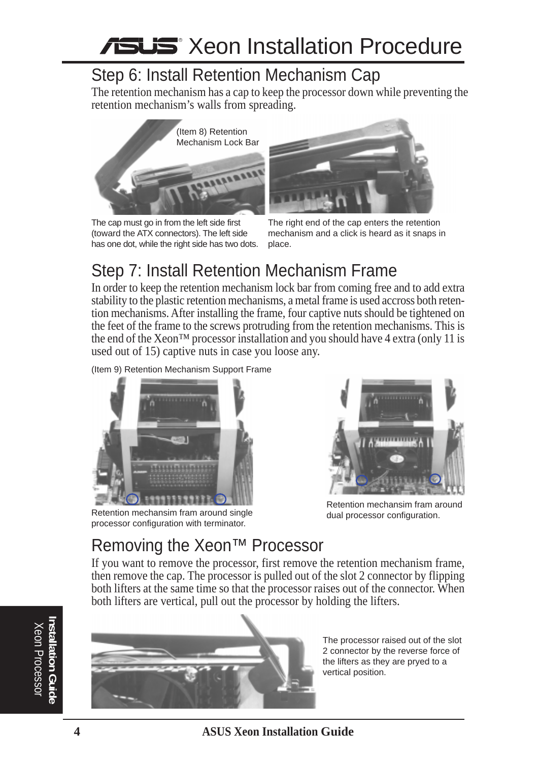# Xeon Installation Procedure

## Step 6: Install Retention Mechanism Cap

The retention mechanism has a cap to keep the processor down while preventing the retention mechanism's walls from spreading.

(Item 8) Retention Mechanism Lock Bar

The cap must go in from the left side first (toward the ATX connectors). The left side has one dot, while the right side has two dots.

The right end of the cap enters the retention mechanism and a click is heard as it snaps in place.

## Step 7: Install Retention Mechanism Frame

In order to keep the retention mechanism lock bar from coming free and to add extra stability to the plastic retention mechanisms, a metal frame is used accross both retention mechanisms. After installing the frame, four captive nuts should be tightened on the feet of the frame to the screws protruding from the retention mechanisms. This is the end of the Xeon™ processor installation and you should have 4 extra (only 11 is used out of 15) captive nuts in case you loose any.

(Item 9) Retention Mechanism Support Frame

Retention mechansim fram around single processor configuration with terminator.

Retention mechansim fram around dual processor configuration.

## Removing the Xeon™ Processor

If you want to remove the processor, first remove the retention mechanism frame, then remove the cap. The processor is pulled out of the slot 2 connector by flipping both lifters at the same time so that the processor raises out of the connector. When both lifters are vertical, pull out the processor by holding the lifters.

The processor raised out of the slot 2 connector by the reverse force of the lifters as they are pryed to a vertical position.